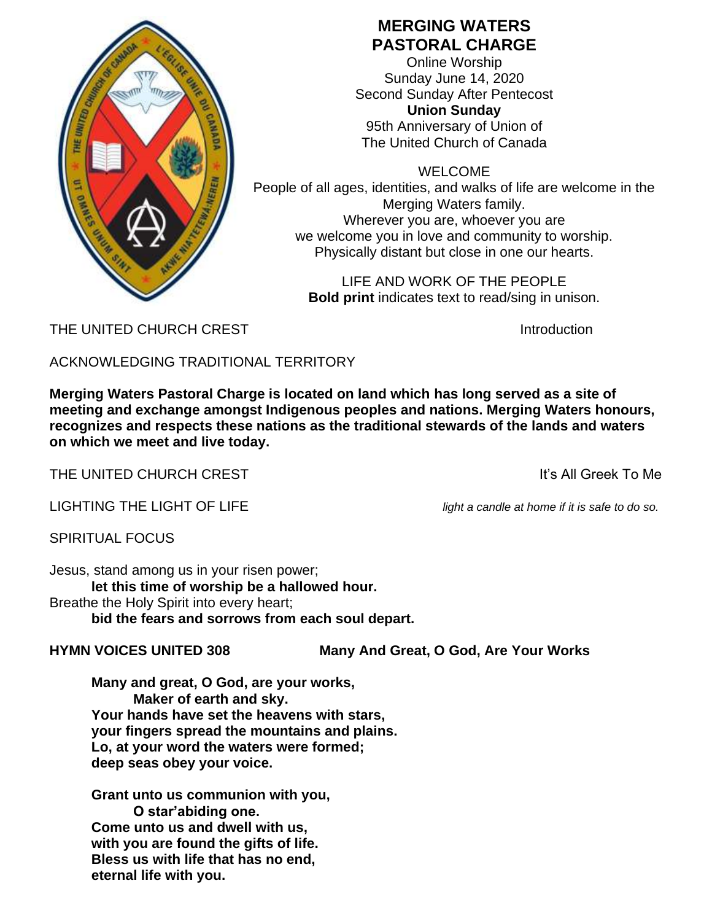# MERGING WATERS PASTORAL CHARGE

Online Worship
Sunday June 14, 2020
Second Sunday After Pentecost
**Union Sunday**
95th Anniversary of Union of
The United Church of Canada

WELCOME

People of all ages, identities, and walks of life are welcome in the Merging Waters family.
Wherever you are, whoever you are
we welcome you in love and community to worship.
Physically distant but close in one our hearts.

LIFE AND WORK OF THE PEOPLE
**Bold print** indicates text to read/sing in unison.

THE UNITED CHURCH CREST — Introduction

ACKNOWLEDGING TRADITIONAL TERRITORY

**Merging Waters Pastoral Charge is located on land which has long served as a site of meeting and exchange amongst Indigenous peoples and nations. Merging Waters honours, recognizes and respects these nations as the traditional stewards of the lands and waters on which we meet and live today.**

THE UNITED CHURCH CREST — It's All Greek To Me

LIGHTING THE LIGHT OF LIFE — *light a candle at home if it is safe to do so.*

SPIRITUAL FOCUS

Jesus, stand among us in your risen power;
**let this time of worship be a hallowed hour.**
Breathe the Holy Spirit into every heart;
**bid the fears and sorrows from each soul depart.**

**HYMN VOICES UNITED 308 — Many And Great, O God, Are Your Works**

**Many and great, O God, are your works,**
**Maker of earth and sky.**
**Your hands have set the heavens with stars,**
**your fingers spread the mountains and plains.**
**Lo, at your word the waters were formed;**
**deep seas obey your voice.**

**Grant unto us communion with you,**
**O star'abiding one.**
**Come unto us and dwell with us,**
**with you are found the gifts of life.**
**Bless us with life that has no end,**
**eternal life with you.**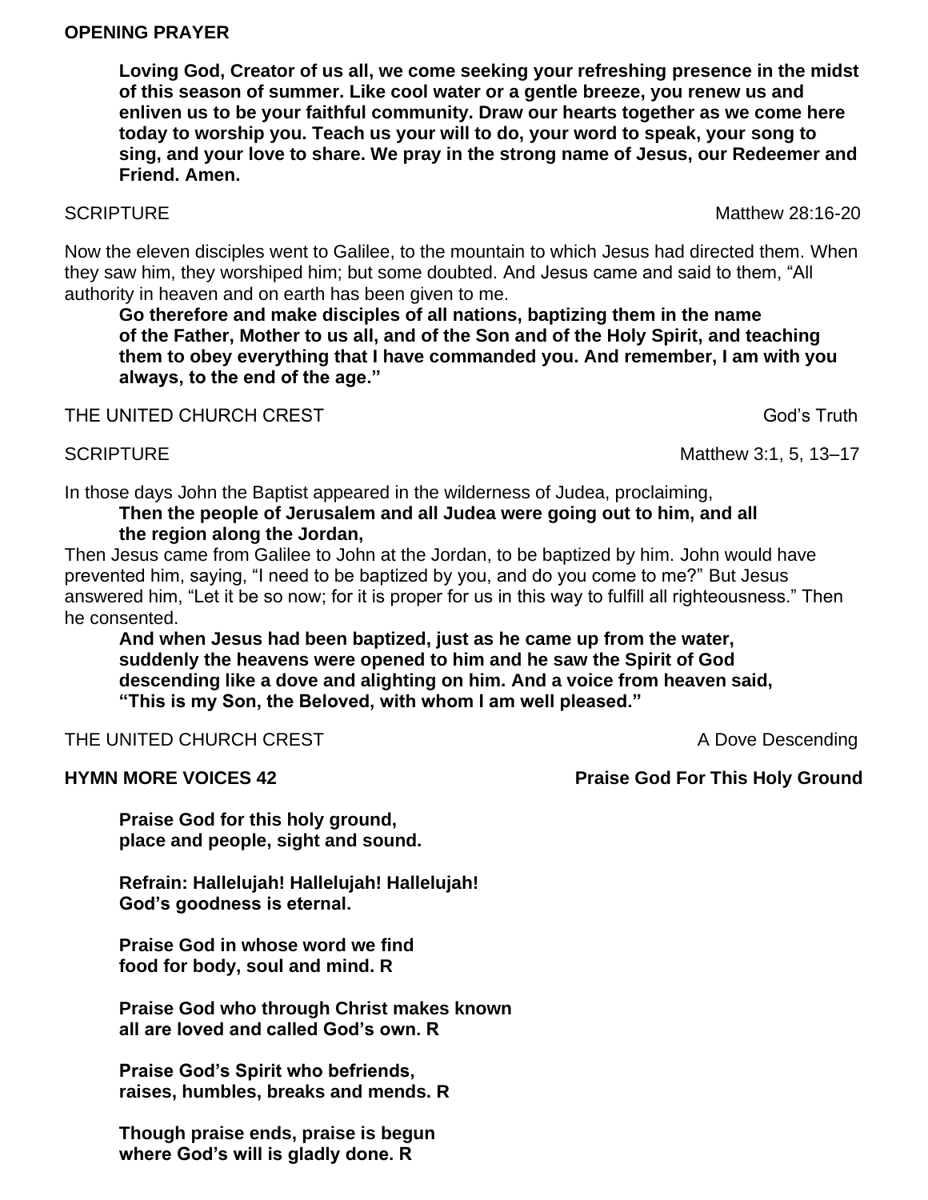**OPENING PRAYER**

**Loving God, Creator of us all, we come seeking your refreshing presence in the midst of this season of summer. Like cool water or a gentle breeze, you renew us and enliven us to be your faithful community. Draw our hearts together as we come here today to worship you. Teach us your will to do, your word to speak, your song to sing, and your love to share. We pray in the strong name of Jesus, our Redeemer and Friend. Amen.**

SCRIPTURE Matthew 28:16-20

Now the eleven disciples went to Galilee, to the mountain to which Jesus had directed them. When they saw him, they worshiped him; but some doubted. And Jesus came and said to them, "All authority in heaven and on earth has been given to me.

**Go therefore and make disciples of all nations, baptizing them in the name of the Father, Mother to us all, and of the Son and of the Holy Spirit, and teaching them to obey everything that I have commanded you. And remember, I am with you always, to the end of the age."**

THE UNITED CHURCH CREST God's Truth

SCRIPTURE Matthew 3:1, 5, 13–17

In those days John the Baptist appeared in the wilderness of Judea, proclaiming,

**Then the people of Jerusalem and all Judea were going out to him, and all the region along the Jordan,**

Then Jesus came from Galilee to John at the Jordan, to be baptized by him. John would have prevented him, saying, "I need to be baptized by you, and do you come to me?" But Jesus answered him, "Let it be so now; for it is proper for us in this way to fulfill all righteousness." Then he consented.

**And when Jesus had been baptized, just as he came up from the water, suddenly the heavens were opened to him and he saw the Spirit of God descending like a dove and alighting on him. And a voice from heaven said, "This is my Son, the Beloved, with whom I am well pleased."**

THE UNITED CHURCH CREST A Dove Descending

**HYMN MORE VOICES 42 Praise God For This Holy Ground**

**Praise God for this holy ground,**
**place and people, sight and sound.**

**Refrain: Hallelujah! Hallelujah! Hallelujah!**
**God's goodness is eternal.**

**Praise God in whose word we find**
**food for body, soul and mind. R**

**Praise God who through Christ makes known**
**all are loved and called God's own. R**

**Praise God's Spirit who befriends,**
**raises, humbles, breaks and mends. R**

**Though praise ends, praise is begun**
**where God's will is gladly done. R**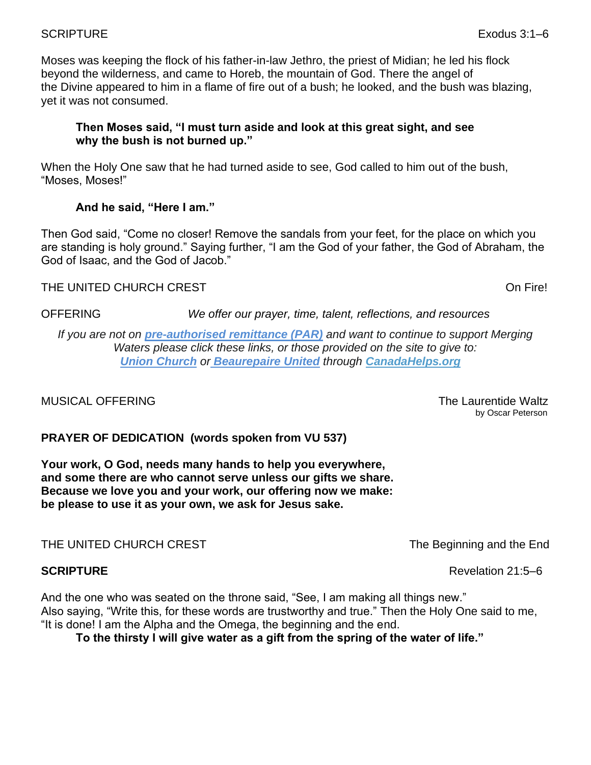SCRIPTURE Exodus 3:1–6

Moses was keeping the flock of his father-in-law Jethro, the priest of Midian; he led his flock beyond the wilderness, and came to Horeb, the mountain of God. There the angel of the Divine appeared to him in a flame of fire out of a bush; he looked, and the bush was blazing, yet it was not consumed.

> **Then Moses said, "I must turn aside and look at this great sight, and see why the bush is not burned up."**

When the Holy One saw that he had turned aside to see, God called to him out of the bush, "Moses, Moses!"

> **And he said, "Here I am."**

Then God said, "Come no closer! Remove the sandals from your feet, for the place on which you are standing is holy ground." Saying further, "I am the God of your father, the God of Abraham, the God of Isaac, and the God of Jacob."

THE UNITED CHURCH CREST On Fire!

OFFERING *We offer our prayer, time, talent, reflections, and resources*

*If you are not on **pre-authorised remittance (PAR)** and want to continue to support Merging Waters please click these links, or those provided on the site to give to: **Union Church** or **Beaurepaire United** through **CanadaHelps.org***

MUSICAL OFFERING The Laurentide Waltz
by Oscar Peterson

**PRAYER OF DEDICATION (words spoken from VU 537)**

**Your work, O God, needs many hands to help you everywhere,**
**and some there are who cannot serve unless our gifts we share.**
**Because we love you and your work, our offering now we make:**
**be please to use it as your own, we ask for Jesus sake.**

THE UNITED CHURCH CREST The Beginning and the End

**SCRIPTURE** Revelation 21:5–6

And the one who was seated on the throne said, "See, I am making all things new."
Also saying, "Write this, for these words are trustworthy and true." Then the Holy One said to me, "It is done! I am the Alpha and the Omega, the beginning and the end.

> **To the thirsty I will give water as a gift from the spring of the water of life."**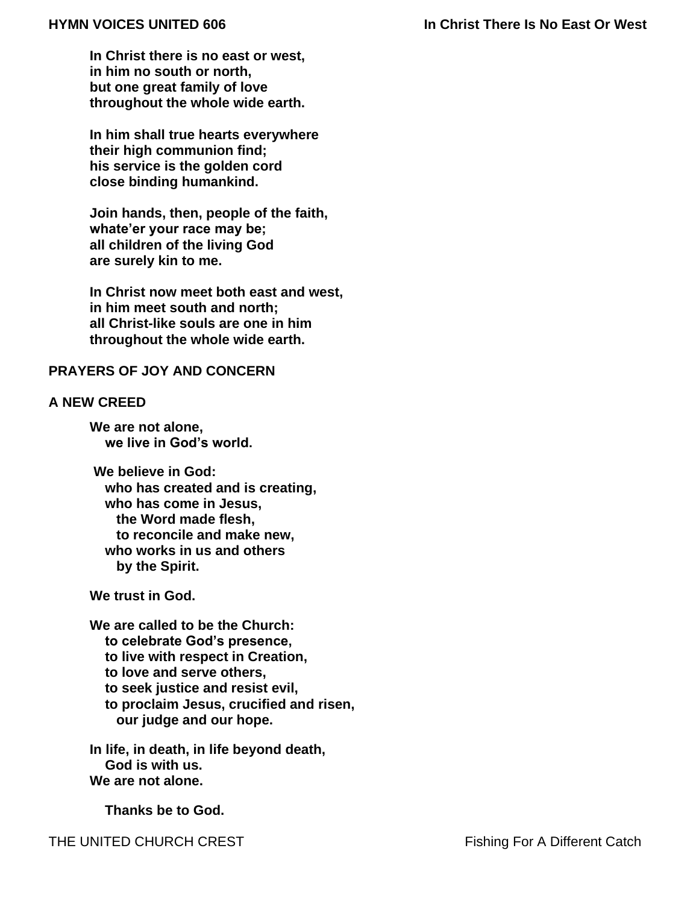**HYMN VOICES UNITED 606 — In Christ There Is No East Or West**

**In Christ there is no east or west,**
**in him no south or north,**
**but one great family of love**
**throughout the whole wide earth.**

**In him shall true hearts everywhere**
**their high communion find;**
**his service is the golden cord**
**close binding humankind.**

**Join hands, then, people of the faith,**
**whate'er your race may be;**
**all children of the living God**
**are surely kin to me.**

**In Christ now meet both east and west,**
**in him meet south and north;**
**all Christ-like souls are one in him**
**throughout the whole wide earth.**

**PRAYERS OF JOY AND CONCERN**

**A NEW CREED**

**We are not alone,**
**we live in God's world.**

**We believe in God:**
**who has created and is creating,**
**who has come in Jesus,**
**the Word made flesh,**
**to reconcile and make new,**
**who works in us and others**
**by the Spirit.**

**We trust in God.**

**We are called to be the Church:**
**to celebrate God's presence,**
**to live with respect in Creation,**
**to love and serve others,**
**to seek justice and resist evil,**
**to proclaim Jesus, crucified and risen,**
**our judge and our hope.**

**In life, in death, in life beyond death,**
**God is with us.**
**We are not alone.**

**Thanks be to God.**

THE UNITED CHURCH CREST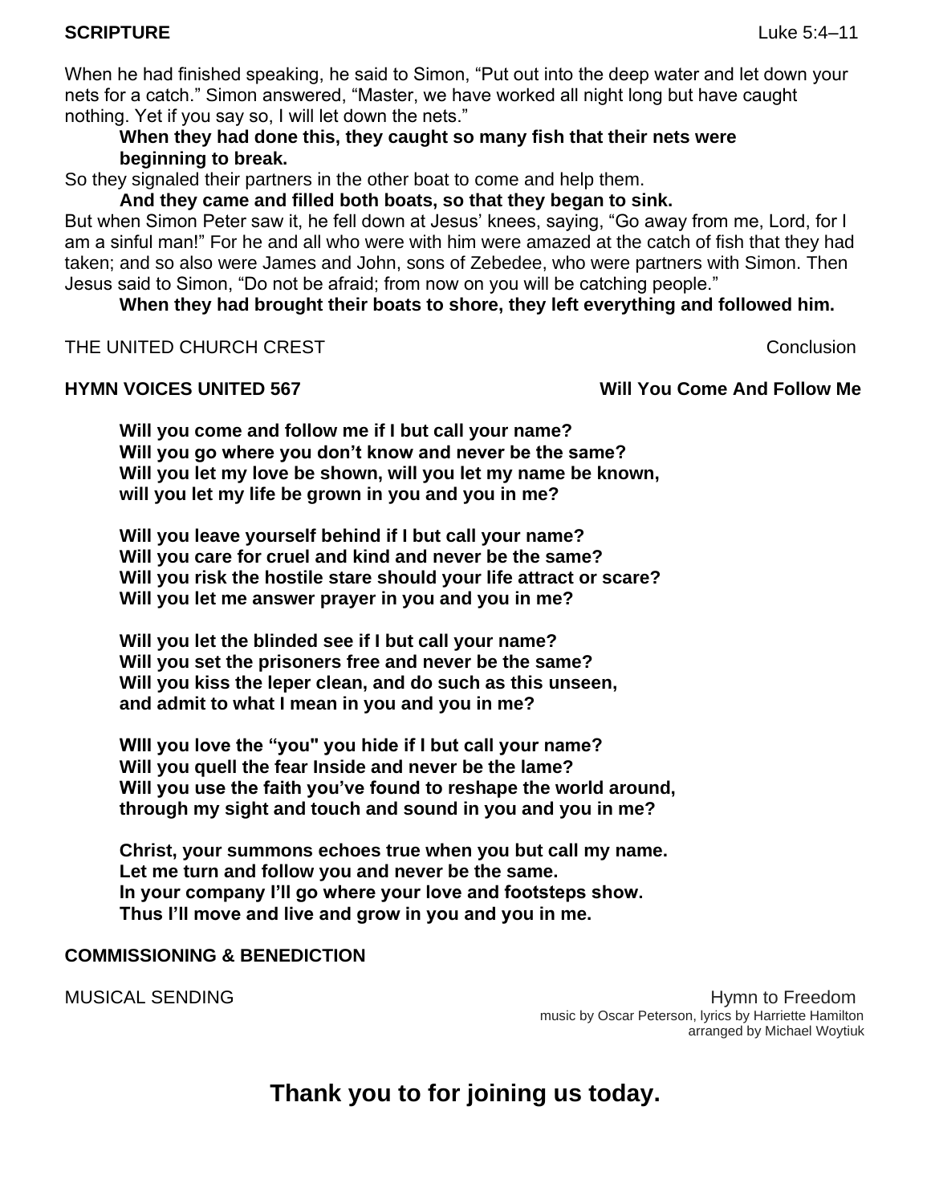**SCRIPTURE** Luke 5:4–11

When he had finished speaking, he said to Simon, “Put out into the deep water and let down your nets for a catch.” Simon answered, “Master, we have worked all night long but have caught nothing. Yet if you say so, I will let down the nets.”

**When they had done this, they caught so many fish that their nets were beginning to break.**

So they signaled their partners in the other boat to come and help them.

**And they came and filled both boats, so that they began to sink.**

But when Simon Peter saw it, he fell down at Jesus’ knees, saying, “Go away from me, Lord, for I am a sinful man!” For he and all who were with him were amazed at the catch of fish that they had taken; and so also were James and John, sons of Zebedee, who were partners with Simon. Then Jesus said to Simon, “Do not be afraid; from now on you will be catching people.”

**When they had brought their boats to shore, they left everything and followed him.**

THE UNITED CHURCH CREST Conclusion

**HYMN VOICES UNITED 567 Will You Come And Follow Me**

**Will you come and follow me if I but call your name?**
**Will you go where you don’t know and never be the same?**
**Will you let my love be shown, will you let my name be known,**
**will you let my life be grown in you and you in me?**

**Will you leave yourself behind if I but call your name?**
**Will you care for cruel and kind and never be the same?**
**Will you risk the hostile stare should your life attract or scare?**
**Will you let me answer prayer in you and you in me?**

**Will you let the blinded see if I but call your name?**
**Will you set the prisoners free and never be the same?**
**Will you kiss the leper clean, and do such as this unseen,**
**and admit to what I mean in you and you in me?**

**WIll you love the “you" you hide if I but call your name?**
**Will you quell the fear Inside and never be the lame?**
**Will you use the faith you’ve found to reshape the world around,**
**through my sight and touch and sound in you and you in me?**

**Christ, your summons echoes true when you but call my name.**
**Let me turn and follow you and never be the same.**
**In your company I’ll go where your love and footsteps show.**
**Thus I’ll move and live and grow in you and you in me.**

**COMMISSIONING & BENEDICTION**

MUSICAL SENDING Hymn to Freedom

music by Oscar Peterson, lyrics by Harriette Hamilton
arranged by Michael Woytiuk

## Thank you to for joining us today.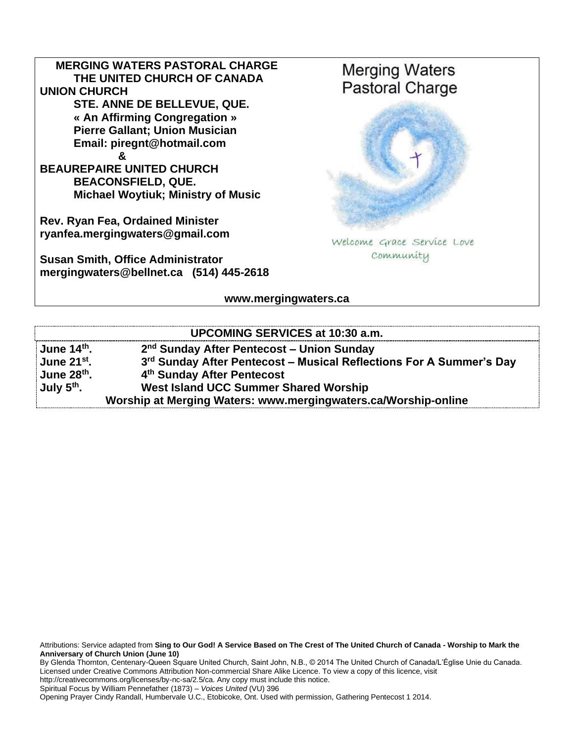**MERGING WATERS PASTORAL CHARGE**
**THE UNITED CHURCH OF CANADA**
**UNION CHURCH**
**STE. ANNE DE BELLEVUE, QUE.**
**« An Affirming Congregation »**
**Pierre Gallant; Union Musician**
**Email: piregnt@hotmail.com**
**&**
**BEAUREPAIRE UNITED CHURCH**
**BEACONSFIELD, QUE.**
**Michael Woytiuk; Ministry of Music**

**Rev. Ryan Fea, Ordained Minister**
**ryanfea.mergingwaters@gmail.com**

**Susan Smith, Office Administrator**
**mergingwaters@bellnet.ca (514) 445-2618**

Merging Waters Pastoral Charge

Welcome Grace Service Love Community

**www.mergingwaters.ca**

| UPCOMING SERVICES at 10:30 a.m. | |
|---|---|
| **June 14th.** | **2nd Sunday After Pentecost – Union Sunday** |
| **June 21st.** | **3rd Sunday After Pentecost – Musical Reflections For A Summer's Day** |
| **June 28th.** | **4th Sunday After Pentecost** |
| **July 5th.** | **West Island UCC Summer Shared Worship** |
| **Worship at Merging Waters: www.mergingwaters.ca/Worship-online** | |

Attributions: Service adapted from **Sing to Our God! A Service Based on The Crest of The United Church of Canada - Worship to Mark the Anniversary of Church Union (June 10)**
By Glenda Thornton, Centenary-Queen Square United Church, Saint John, N.B., © 2014 The United Church of Canada/L'Église Unie du Canada. Licensed under Creative Commons Attribution Non-commercial Share Alike Licence. To view a copy of this licence, visit http://creativecommons.org/licenses/by-nc-sa/2.5/ca. Any copy must include this notice.
Spiritual Focus by William Pennefather (1873) – *Voices United* (VU) 396
Opening Prayer Cindy Randall, Humbervale U.C., Etobicoke, Ont. Used with permission, Gathering Pentecost 1 2014.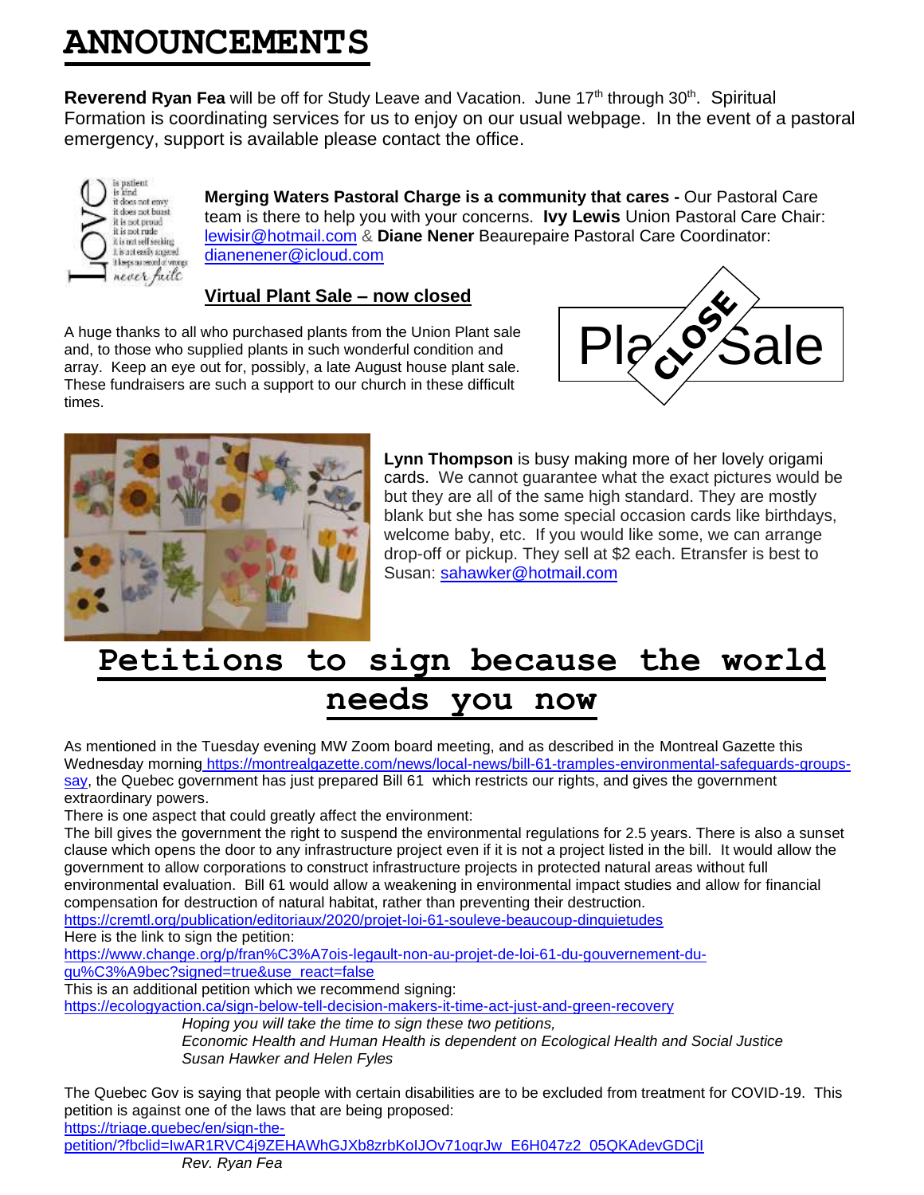# ANNOUNCEMENTS

**Reverend Ryan Fea** will be off for Study Leave and Vacation. June 17th through 30th. Spiritual Formation is coordinating services for us to enjoy on our usual webpage. In the event of a pastoral emergency, support is available please contact the office.

**Merging Waters Pastoral Charge is a community that cares -** Our Pastoral Care team is there to help you with your concerns. **Ivy Lewis** Union Pastoral Care Chair: lewisir@hotmail.com & **Diane Nener** Beaurepaire Pastoral Care Coordinator: dianenener@icloud.com

**Virtual Plant Sale – now closed**

A huge thanks to all who purchased plants from the Union Plant sale and, to those who supplied plants in such wonderful condition and array. Keep an eye out for, possibly, a late August house plant sale. These fundraisers are such a support to our church in these difficult times.

**Lynn Thompson** is busy making more of her lovely origami cards. We cannot guarantee what the exact pictures would be but they are all of the same high standard. They are mostly blank but she has some special occasion cards like birthdays, welcome baby, etc. If you would like some, we can arrange drop-off or pickup. They sell at $2 each. Etransfer is best to Susan: sahawker@hotmail.com

# Petitions to sign because the world needs you now

As mentioned in the Tuesday evening MW Zoom board meeting, and as described in the Montreal Gazette this Wednesday morning https://montrealgazette.com/news/local-news/bill-61-tramples-environmental-safeguards-groups-say, the Quebec government has just prepared Bill 61 which restricts our rights, and gives the government extraordinary powers.

There is one aspect that could greatly affect the environment:

The bill gives the government the right to suspend the environmental regulations for 2.5 years. There is also a sunset clause which opens the door to any infrastructure project even if it is not a project listed in the bill. It would allow the government to allow corporations to construct infrastructure projects in protected natural areas without full environmental evaluation. Bill 61 would allow a weakening in environmental impact studies and allow for financial compensation for destruction of natural habitat, rather than preventing their destruction.
https://cremtl.org/publication/editoriaux/2020/projet-loi-61-souleve-beaucoup-dinquietudes

Here is the link to sign the petition:
https://www.change.org/p/fran%C3%A7ois-legault-non-au-projet-de-loi-61-du-gouvernement-du-qu%C3%A9bec?signed=true&use_react=false

This is an additional petition which we recommend signing:
https://ecologyaction.ca/sign-below-tell-decision-makers-it-time-act-just-and-green-recovery

*Hoping you will take the time to sign these two petitions,*
*Economic Health and Human Health is dependent on Ecological Health and Social Justice*
*Susan Hawker and Helen Fyles*

The Quebec Gov is saying that people with certain disabilities are to be excluded from treatment for COVID-19. This petition is against one of the laws that are being proposed:
https://triage.quebec/en/sign-the-petition/?fbclid=IwAR1RVC4j9ZEHAWhGJXb8zrbKoIJOv71oqrJw_E6H047z2_05QKAdevGDCjI

*Rev. Ryan Fea*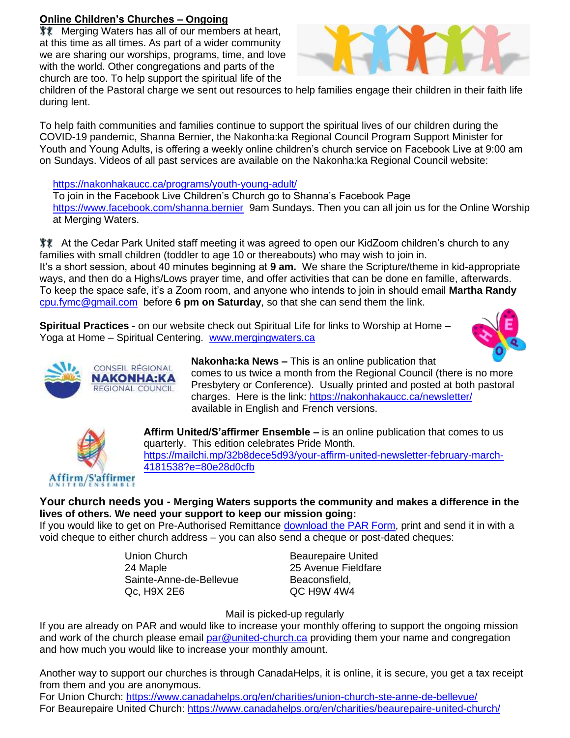**Online Children's Churches – Ongoing**

Merging Waters has all of our members at heart, at this time as all times. As part of a wider community we are sharing our worships, programs, time, and love with the world. Other congregations and parts of the church are too. To help support the spiritual life of the children of the Pastoral charge we sent out resources to help families engage their children in their faith life during lent.

To help faith communities and families continue to support the spiritual lives of our children during the COVID-19 pandemic, Shanna Bernier, the Nakonha:ka Regional Council Program Support Minister for Youth and Young Adults, is offering a weekly online children's church service on Facebook Live at 9:00 am on Sundays. Videos of all past services are available on the Nakonha:ka Regional Council website:

https://nakonhakaucc.ca/programs/youth-young-adult/
To join in the Facebook Live Children's Church go to Shanna's Facebook Page https://www.facebook.com/shanna.bernier 9am Sundays. Then you can all join us for the Online Worship at Merging Waters.

At the Cedar Park United staff meeting it was agreed to open our KidZoom children's church to any families with small children (toddler to age 10 or thereabouts) who may wish to join in.
It's a short session, about 40 minutes beginning at **9 am.** We share the Scripture/theme in kid-appropriate ways, and then do a Highs/Lows prayer time, and offer activities that can be done en famille, afterwards. To keep the space safe, it's a Zoom room, and anyone who intends to join in should email **Martha Randy** cpu.fymc@gmail.com before **6 pm on Saturday**, so that she can send them the link.

**Spiritual Practices -** on our website check out Spiritual Life for links to Worship at Home – Yoga at Home – Spiritual Centering. www.mergingwaters.ca

CONSEIL RÉGIONAL
NAKONHA:KA
REGIONAL COUNCIL

**Nakonha:ka News –** This is an online publication that comes to us twice a month from the Regional Council (there is no more Presbytery or Conference). Usually printed and posted at both pastoral charges. Here is the link: https://nakonhakaucc.ca/newsletter/ available in English and French versions.

Affirm/S'affirmer
UNITED/ENSEMBLE

**Affirm United/S'affirmer Ensemble –** is an online publication that comes to us quarterly. This edition celebrates Pride Month. https://mailchi.mp/32b8dece5d93/your-affirm-united-newsletter-february-march-4181538?e=80e28d0cfb

**Your church needs you - Merging Waters supports the community and makes a difference in the lives of others. We need your support to keep our mission going:**
If you would like to get on Pre-Authorised Remittance download the PAR Form, print and send it in with a void cheque to either church address – you can also send a cheque or post-dated cheques:

| | |
|---|---|
| Union Church<br>24 Maple<br>Sainte-Anne-de-Bellevue<br>Qc, H9X 2E6 | Beaurepaire United<br>25 Avenue Fieldfare<br>Beaconsfield,<br>QC H9W 4W4 |

Mail is picked-up regularly

If you are already on PAR and would like to increase your monthly offering to support the ongoing mission and work of the church please email par@united-church.ca providing them your name and congregation and how much you would like to increase your monthly amount.

Another way to support our churches is through CanadaHelps, it is online, it is secure, you get a tax receipt from them and you are anonymous.
For Union Church: https://www.canadahelps.org/en/charities/union-church-ste-anne-de-bellevue/
For Beaurepaire United Church: https://www.canadahelps.org/en/charities/beaurepaire-united-church/